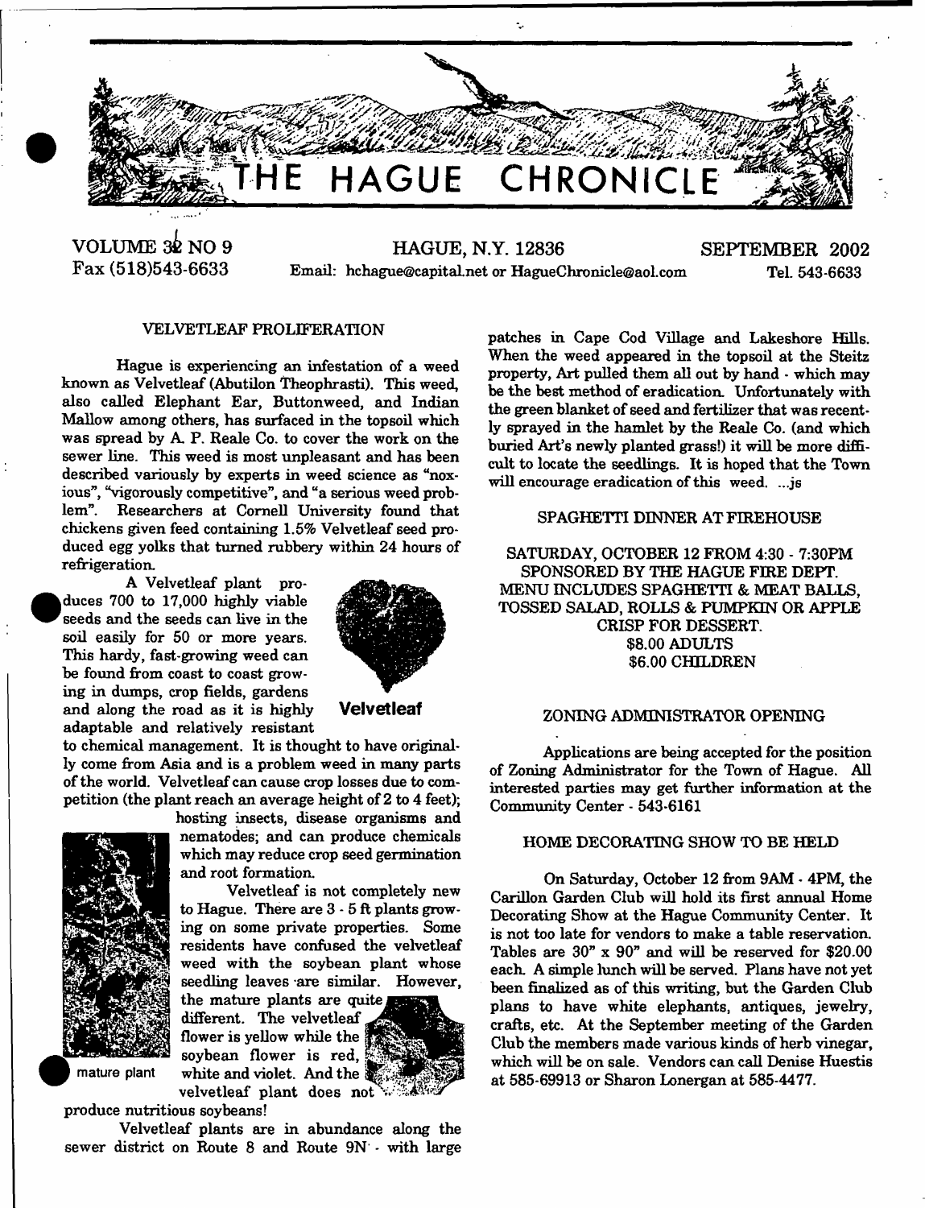# THE HAGUE CHRONICLE

VOLUME 32 NO 9 | HAGUE, N.Y. 12836 | SEPTEMBER 2002

Fax (518)543-6633 | Email: hchague@capital.net or HagueChronicle@aol.com | Tel. 543-6633

## VELVETLEAF PROLIFERATION

Hague is experiencing an infestation of a weed known as Velvetleaf (Abutilon Theophrasti). This weed, also called Elephant Ear, Buttonweed, and Indian Mallow among others, has surfaced in the topsoil which was spread by A. P. Reale Co. to cover the work on the sewer line. This weed is most unpleasant and has been described variously by experts in weed science as "noxious", "vigorously competitive", and "a serious weed problem". Researchers at Cornell University found that chickens given feed containing 1.5% Velvetleaf seed produced egg yolks that turned rubbery within 24 hours of refrigeration.

A Velvetleaf plant produces 700 to 17,000 highly viable seeds and the seeds can live in the soil easily for 50 or more years. This hardy, fast-growing weed can be found from coast to coast growing in dumps, crop fields, gardens and along the road as it is highly adaptable and relatively resistant to chemical management. It is thought to have originally come from Asia and is a problem weed in many parts of the world. Velvetleaf can cause crop losses due to competition (the plant reach an average height of 2 to 4 feet); hosting insects, disease organisms and nematodes; and can produce chemicals which may reduce crop seed germination and root formation.

**Velvetleaf**

Velvetleaf is not completely new to Hague. There are 3 - 5 ft plants growing on some private properties. Some residents have confused the velvetleaf weed with the soybean plant whose seedling leaves are similar. However, the mature plants are quite different. The velvetleaf flower is yellow while the soybean flower is red, white and violet. And the velvetleaf plant does not produce nutritious soybeans!

mature plant

Velvetleaf plants are in abundance along the sewer district on Route 8 and Route 9N - with large patches in Cape Cod Village and Lakeshore Hills. When the weed appeared in the topsoil at the Steitz property, Art pulled them all out by hand - which may be the best method of eradication. Unfortunately with the green blanket of seed and fertilizer that was recently sprayed in the hamlet by the Reale Co. (and which buried Art's newly planted grass!) it will be more difficult to locate the seedlings. It is hoped that the Town will encourage eradication of this weed. ...js

## SPAGHETTI DINNER AT FIREHOUSE

SATURDAY, OCTOBER 12 FROM 4:30 - 7:30PM
SPONSORED BY THE HAGUE FIRE DEPT.
MENU INCLUDES SPAGHETTI & MEAT BALLS, TOSSED SALAD, ROLLS & PUMPKIN OR APPLE CRISP FOR DESSERT.
$8.00 ADULTS
$6.00 CHILDREN

## ZONING ADMINISTRATOR OPENING

Applications are being accepted for the position of Zoning Administrator for the Town of Hague. All interested parties may get further information at the Community Center - 543-6161

## HOME DECORATING SHOW TO BE HELD

On Saturday, October 12 from 9AM - 4PM, the Carillon Garden Club will hold its first annual Home Decorating Show at the Hague Community Center. It is not too late for vendors to make a table reservation. Tables are 30" x 90" and will be reserved for $20.00 each. A simple lunch will be served. Plans have not yet been finalized as of this writing, but the Garden Club plans to have white elephants, antiques, jewelry, crafts, etc. At the September meeting of the Garden Club the members made various kinds of herb vinegar, which will be on sale. Vendors can call Denise Huestis at 585-69913 or Sharon Lonergan at 585-4477.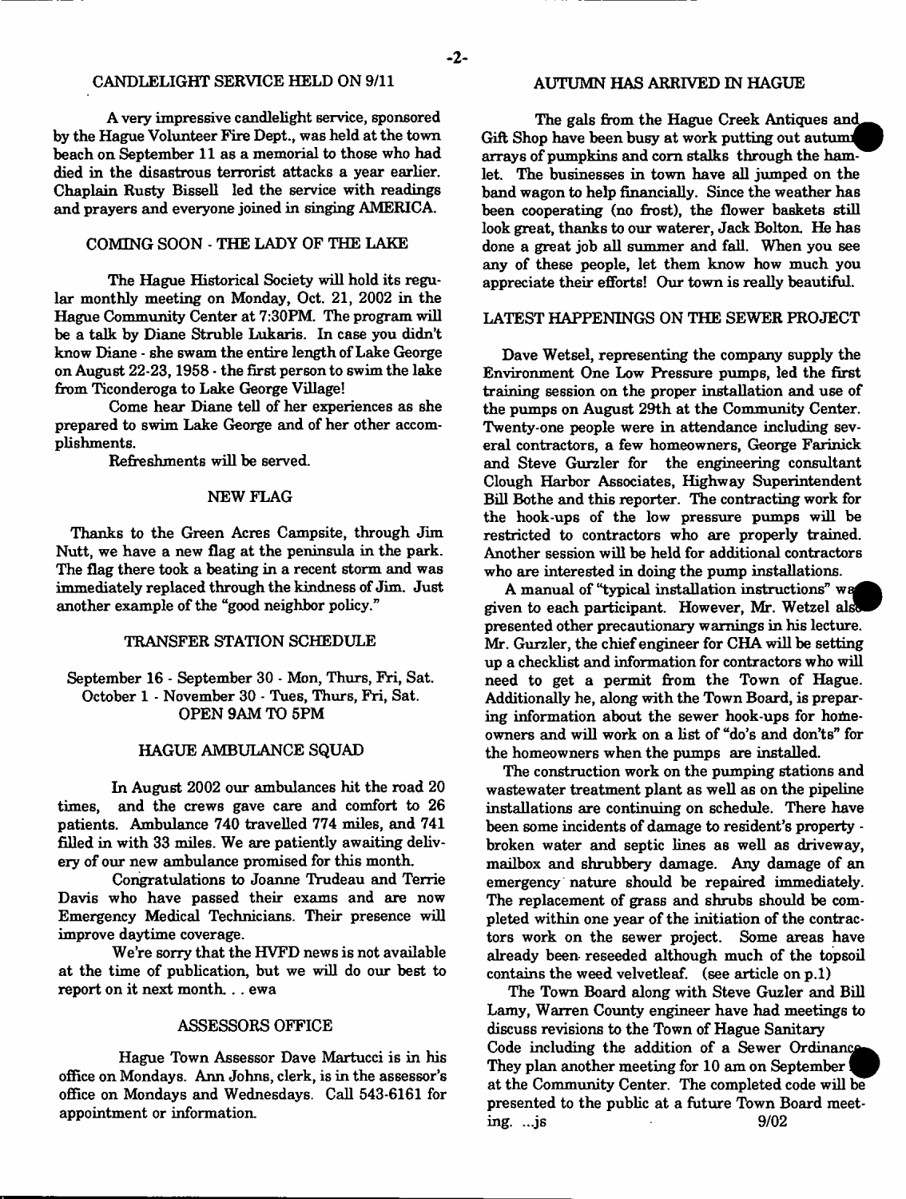## CANDLELIGHT SERVICE HELD ON 9/11

A very impressive candlelight service, sponsored by the Hague Volunteer Fire Dept., was held at the town beach on September 11 as a memorial to those who had died in the disastrous terrorist attacks a year earlier. Chaplain Rusty Bissell led the service with readings and prayers and everyone joined in singing AMERICA.

## COMING SOON - THE LADY OF THE LAKE

The Hague Historical Society will hold its regular monthly meeting on Monday, Oct. 21, 2002 in the Hague Community Center at 7:30PM. The program will be a talk by Diane Struble Lukaris. In case you didn't know Diane - she swam the entire length of Lake George on August 22-23, 1958 - the first person to swim the lake from Ticonderoga to Lake George Village!

Come hear Diane tell of her experiences as she prepared to swim Lake George and of her other accomplishments.

Refreshments will be served.

## NEW FLAG

Thanks to the Green Acres Campsite, through Jim Nutt, we have a new flag at the peninsula in the park. The flag there took a beating in a recent storm and was immediately replaced through the kindness of Jim. Just another example of the "good neighbor policy."

## TRANSFER STATION SCHEDULE

September 16 - September 30 - Mon, Thurs, Fri, Sat.
October 1 - November 30 - Tues, Thurs, Fri, Sat.
OPEN 9AM TO 5PM

## HAGUE AMBULANCE SQUAD

In August 2002 our ambulances hit the road 20 times, and the crews gave care and comfort to 26 patients. Ambulance 740 travelled 774 miles, and 741 filled in with 33 miles. We are patiently awaiting delivery of our new ambulance promised for this month.

Congratulations to Joanne Trudeau and Terrie Davis who have passed their exams and are now Emergency Medical Technicians. Their presence will improve daytime coverage.

We're sorry that the HVFD news is not available at the time of publication, but we will do our best to report on it next month. . . ewa

## ASSESSORS OFFICE

Hague Town Assessor Dave Martucci is in his office on Mondays. Ann Johns, clerk, is in the assessor's office on Mondays and Wednesdays. Call 543-6161 for appointment or information.

## AUTUMN HAS ARRIVED IN HAGUE

The gals from the Hague Creek Antiques and Gift Shop have been busy at work putting out autumn arrays of pumpkins and corn stalks through the hamlet. The businesses in town have all jumped on the band wagon to help financially. Since the weather has been cooperating (no frost), the flower baskets still look great, thanks to our waterer, Jack Bolton. He has done a great job all summer and fall. When you see any of these people, let them know how much you appreciate their efforts! Our town is really beautiful.

## LATEST HAPPENINGS ON THE SEWER PROJECT

Dave Wetsel, representing the company supply the Environment One Low Pressure pumps, led the first training session on the proper installation and use of the pumps on August 29th at the Community Center. Twenty-one people were in attendance including several contractors, a few homeowners, George Farinick and Steve Gurzler for the engineering consultant Clough Harbor Associates, Highway Superintendent Bill Bothe and this reporter. The contracting work for the hook-ups of the low pressure pumps will be restricted to contractors who are properly trained. Another session will be held for additional contractors who are interested in doing the pump installations.

A manual of "typical installation instructions" was given to each participant. However, Mr. Wetzel also presented other precautionary warnings in his lecture. Mr. Gurzler, the chief engineer for CHA will be setting up a checklist and information for contractors who will need to get a permit from the Town of Hague. Additionally he, along with the Town Board, is preparing information about the sewer hook-ups for homeowners and will work on a list of "do's and don'ts" for the homeowners when the pumps are installed.

The construction work on the pumping stations and wastewater treatment plant as well as on the pipeline installations are continuing on schedule. There have been some incidents of damage to resident's property - broken water and septic lines as well as driveway, mailbox and shrubbery damage. Any damage of an emergency nature should be repaired immediately. The replacement of grass and shrubs should be completed within one year of the initiation of the contractors work on the sewer project. Some areas have already been reseeded although much of the topsoil contains the weed velvetleaf. (see article on p.1)

The Town Board along with Steve Guzler and Bill Lamy, Warren County engineer have had meetings to discuss revisions to the Town of Hague Sanitary Code including the addition of a Sewer Ordinance. They plan another meeting for 10 am on September at the Community Center. The completed code will be presented to the public at a future Town Board meeting. ...js 9/02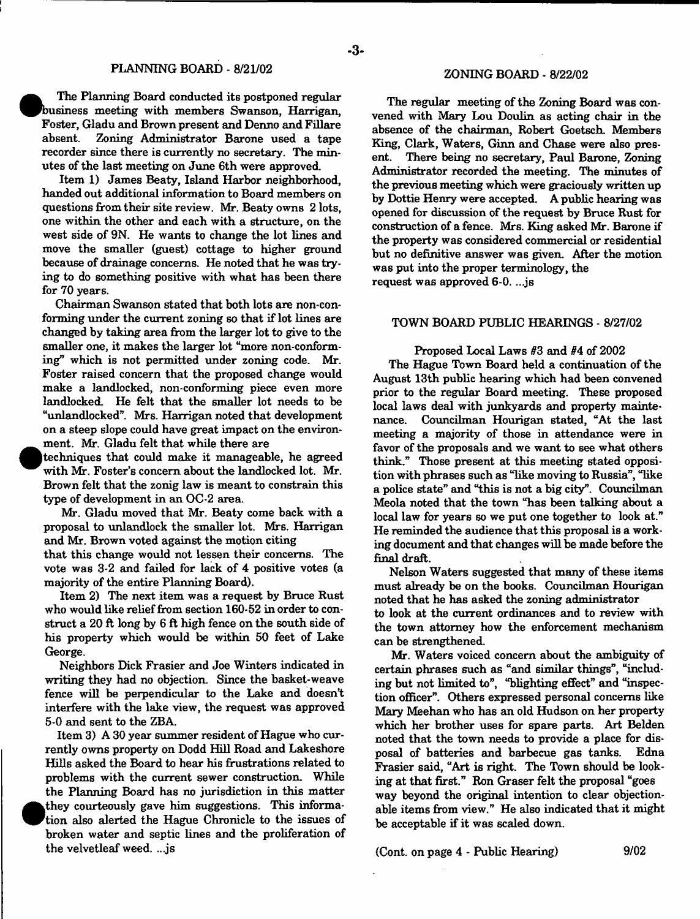## PLANNING BOARD - 8/21/02

The Planning Board conducted its postponed regular business meeting with members Swanson, Harrigan, Foster, Gladu and Brown present and Denno and Fillare absent. Zoning Administrator Barone used a tape recorder since there is currently no secretary. The minutes of the last meeting on June 6th were approved.

Item 1) James Beaty, Island Harbor neighborhood, handed out additional information to Board members on questions from their site review. Mr. Beaty owns 2 lots, one within the other and each with a structure, on the west side of 9N. He wants to change the lot lines and move the smaller (guest) cottage to higher ground because of drainage concerns. He noted that he was trying to do something positive with what has been there for 70 years.

Chairman Swanson stated that both lots are non-conforming under the current zoning so that if lot lines are changed by taking area from the larger lot to give to the smaller one, it makes the larger lot "more non-conforming" which is not permitted under zoning code. Mr. Foster raised concern that the proposed change would make a landlocked, non-conforming piece even more landlocked. He felt that the smaller lot needs to be "unlandlocked". Mrs. Harrigan noted that development on a steep slope could have great impact on the environment. Mr. Gladu felt that while there are techniques that could make it manageable, he agreed with Mr. Foster's concern about the landlocked lot. Mr. Brown felt that the zonig law is meant to constrain this type of development in an OC-2 area.

Mr. Gladu moved that Mr. Beaty come back with a proposal to unlandlock the smaller lot. Mrs. Harrigan and Mr. Brown voted against the motion citing that this change would not lessen their concerns. The vote was 3-2 and failed for lack of 4 positive votes (a majority of the entire Planning Board).

Item 2) The next item was a request by Bruce Rust who would like relief from section 160-52 in order to construct a 20 ft long by 6 ft high fence on the south side of his property which would be within 50 feet of Lake George.

Neighbors Dick Frasier and Joe Winters indicated in writing they had no objection. Since the basket-weave fence will be perpendicular to the Lake and doesn't interfere with the lake view, the request was approved 5-0 and sent to the ZBA.

Item 3) A 30 year summer resident of Hague who currently owns property on Dodd Hill Road and Lakeshore Hills asked the Board to hear his frustrations related to problems with the current sewer construction. While the Planning Board has no jurisdiction in this matter they courteously gave him suggestions. This information also alerted the Hague Chronicle to the issues of broken water and septic lines and the proliferation of the velvetleaf weed. ...js

## ZONING BOARD - 8/22/02

The regular meeting of the Zoning Board was convened with Mary Lou Doulin as acting chair in the absence of the chairman, Robert Goetsch. Members King, Clark, Waters, Ginn and Chase were also present. There being no secretary, Paul Barone, Zoning Administrator recorded the meeting. The minutes of the previous meeting which were graciously written up by Dottie Henry were accepted. A public hearing was opened for discussion of the request by Bruce Rust for construction of a fence. Mrs. King asked Mr. Barone if the property was considered commercial or residential but no definitive answer was given. After the motion was put into the proper terminology, the request was approved 6-0. ...js

## TOWN BOARD PUBLIC HEARINGS - 8/27/02

Proposed Local Laws #3 and #4 of 2002

The Hague Town Board held a continuation of the August 13th public hearing which had been convened prior to the regular Board meeting. These proposed local laws deal with junkyards and property maintenance. Councilman Hourigan stated, "At the last meeting a majority of those in attendance were in favor of the proposals and we want to see what others think." Those present at this meeting stated opposition with phrases such as "like moving to Russia", "like a police state" and "this is not a big city". Councilman Meola noted that the town "has been talking about a local law for years so we put one together to look at." He reminded the audience that this proposal is a working document and that changes will be made before the final draft.

Nelson Waters suggested that many of these items must already be on the books. Councilman Hourigan noted that he has asked the zoning administrator to look at the current ordinances and to review with the town attorney how the enforcement mechanism can be strengthened.

Mr. Waters voiced concern about the ambiguity of certain phrases such as "and similar things", "including but not limited to", "blighting effect" and "inspection officer". Others expressed personal concerns like Mary Meehan who has an old Hudson on her property which her brother uses for spare parts. Art Belden noted that the town needs to provide a place for disposal of batteries and barbecue gas tanks. Edna Frasier said, "Art is right. The Town should be looking at that first." Ron Graser felt the proposal "goes way beyond the original intention to clear objectionable items from view." He also indicated that it might be acceptable if it was scaled down.

(Cont. on page 4 - Public Hearing)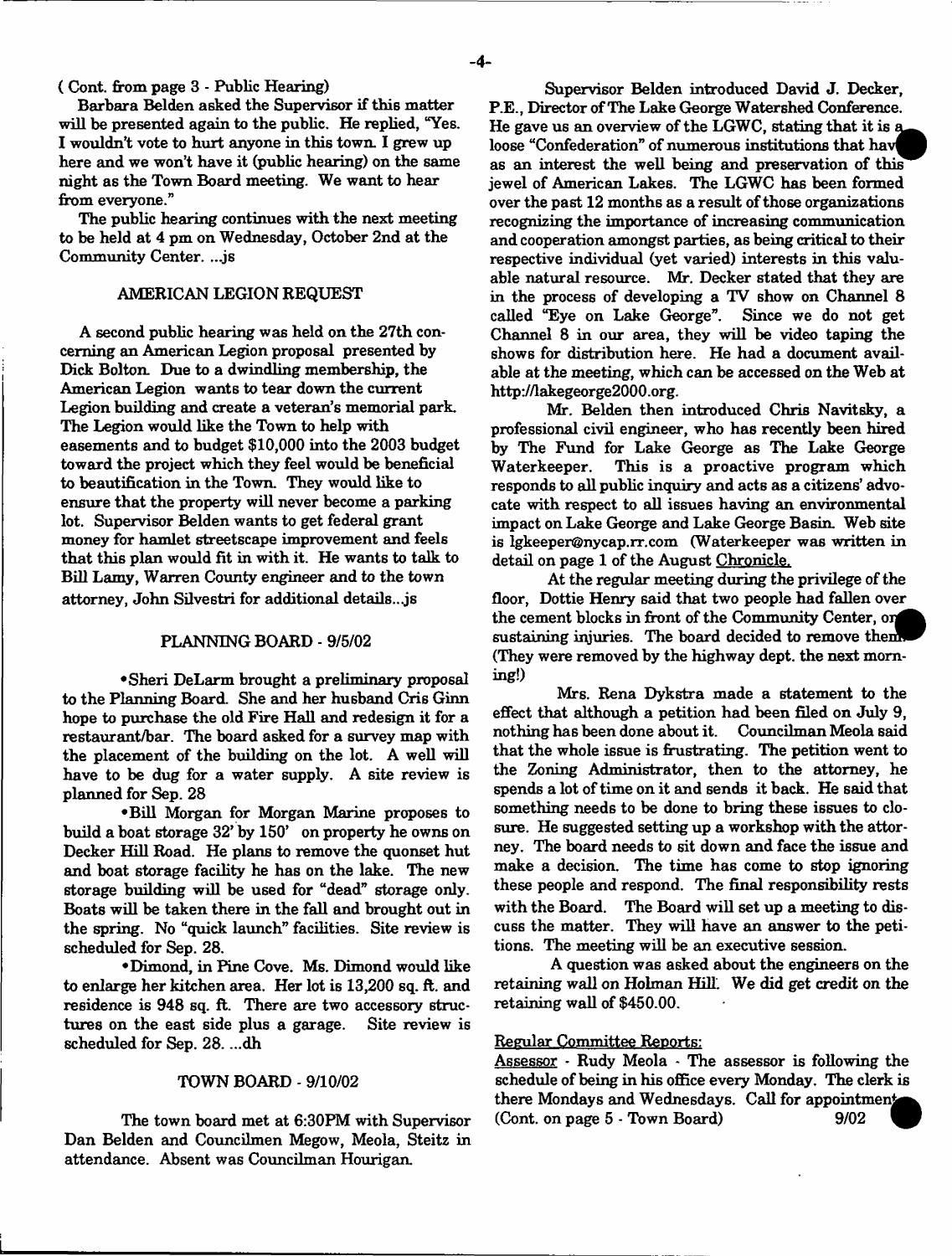( Cont. from page 3 - Public Hearing)

Barbara Belden asked the Supervisor if this matter will be presented again to the public. He replied, "Yes. I wouldn't vote to hurt anyone in this town. I grew up here and we won't have it (public hearing) on the same night as the Town Board meeting. We want to hear from everyone."

The public hearing continues with the next meeting to be held at 4 pm on Wednesday, October 2nd at the Community Center. ...js

## AMERICAN LEGION REQUEST

A second public hearing was held on the 27th concerning an American Legion proposal presented by Dick Bolton. Due to a dwindling membership, the American Legion wants to tear down the current Legion building and create a veteran's memorial park. The Legion would like the Town to help with easements and to budget $10,000 into the 2003 budget toward the project which they feel would be beneficial to beautification in the Town. They would like to ensure that the property will never become a parking lot. Supervisor Belden wants to get federal grant money for hamlet streetscape improvement and feels that this plan would fit in with it. He wants to talk to Bill Lamy, Warren County engineer and to the town attorney, John Silvestri for additional details...js

## PLANNING BOARD - 9/5/02

• Sheri DeLarm brought a preliminary proposal to the Planning Board. She and her husband Cris Ginn hope to purchase the old Fire Hall and redesign it for a restaurant/bar. The board asked for a survey map with the placement of the building on the lot. A well will have to be dug for a water supply. A site review is planned for Sep. 28

• Bill Morgan for Morgan Marine proposes to build a boat storage 32' by 150' on property he owns on Decker Hill Road. He plans to remove the quonset hut and boat storage facility he has on the lake. The new storage building will be used for "dead" storage only. Boats will be taken there in the fall and brought out in the spring. No "quick launch" facilities. Site review is scheduled for Sep. 28.

• Dimond, in Pine Cove. Ms. Dimond would like to enlarge her kitchen area. Her lot is 13,200 sq. ft. and residence is 948 sq. ft. There are two accessory structures on the east side plus a garage. Site review is scheduled for Sep. 28. ...dh

## TOWN BOARD - 9/10/02

The town board met at 6:30PM with Supervisor Dan Belden and Councilmen Megow, Meola, Steitz in attendance. Absent was Councilman Hourigan.

Supervisor Belden introduced David J. Decker, P.E., Director of The Lake George Watershed Conference. He gave us an overview of the LGWC, stating that it is a loose "Confederation" of numerous institutions that have as an interest the well being and preservation of this jewel of American Lakes. The LGWC has been formed over the past 12 months as a result of those organizations recognizing the importance of increasing communication and cooperation amongst parties, as being critical to their respective individual (yet varied) interests in this valuable natural resource. Mr. Decker stated that they are in the process of developing a TV show on Channel 8 called "Eye on Lake George". Since we do not get Channel 8 in our area, they will be video taping the shows for distribution here. He had a document available at the meeting, which can be accessed on the Web at http://lakegeorge2000.org.

Mr. Belden then introduced Chris Navitsky, a professional civil engineer, who has recently been hired by The Fund for Lake George as The Lake George Waterkeeper. This is a proactive program which responds to all public inquiry and acts as a citizens' advocate with respect to all issues having an environmental impact on Lake George and Lake George Basin. Web site is lgkeeper@nycap.rr.com (Waterkeeper was written in detail on page 1 of the August Chronicle.

At the regular meeting during the privilege of the floor, Dottie Henry said that two people had fallen over the cement blocks in front of the Community Center, one sustaining injuries. The board decided to remove them. (They were removed by the highway dept. the next morning!)

Mrs. Rena Dykstra made a statement to the effect that although a petition had been filed on July 9, nothing has been done about it. Councilman Meola said that the whole issue is frustrating. The petition went to the Zoning Administrator, then to the attorney, he spends a lot of time on it and sends it back. He said that something needs to be done to bring these issues to closure. He suggested setting up a workshop with the attorney. The board needs to sit down and face the issue and make a decision. The time has come to stop ignoring these people and respond. The final responsibility rests with the Board. The Board will set up a meeting to discuss the matter. They will have an answer to the petitions. The meeting will be an executive session.

A question was asked about the engineers on the retaining wall on Holman Hill. We did get credit on the retaining wall of $450.00.

Regular Committee Reports:

Assessor - Rudy Meola - The assessor is following the schedule of being in his office every Monday. The clerk is there Mondays and Wednesdays. Call for appointment.
(Cont. on page 5 - Town Board) 9/02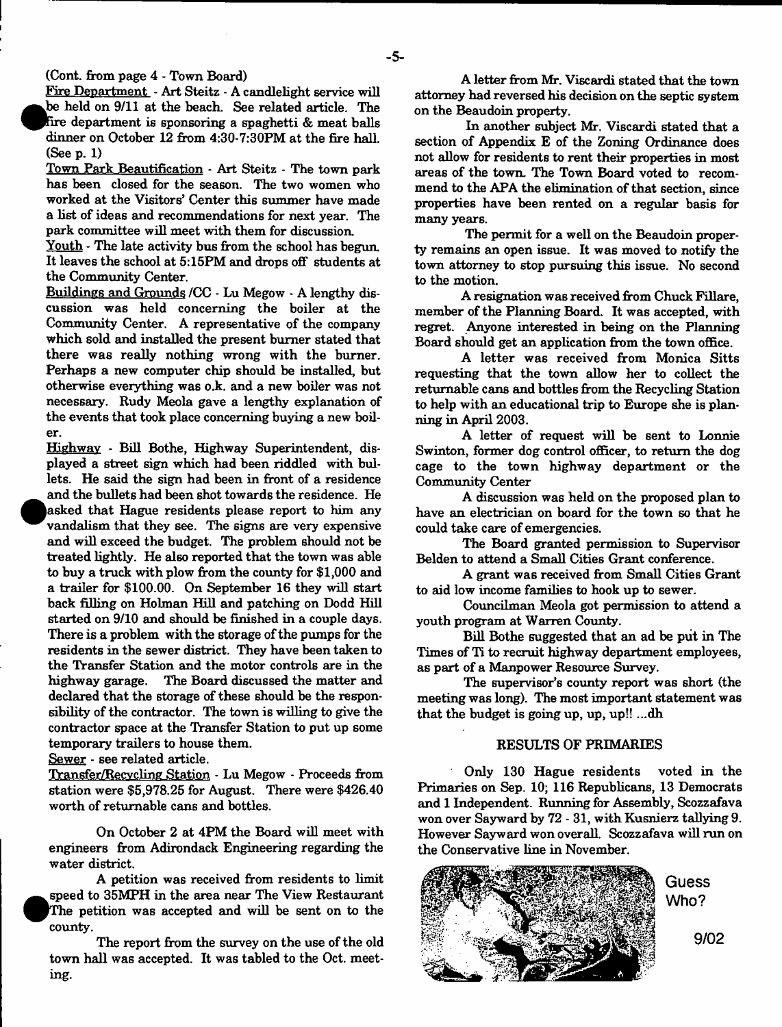(Cont. from page 4 - Town Board)

Fire Department - Art Steitz - A candlelight service will be held on 9/11 at the beach. See related article. The fire department is sponsoring a spaghetti & meat balls dinner on October 12 from 4:30-7:30PM at the fire hall. (See p. 1)

Town Park Beautification - Art Steitz - The town park has been closed for the season. The two women who worked at the Visitors' Center this summer have made a list of ideas and recommendations for next year. The park committee will meet with them for discussion.

Youth - The late activity bus from the school has begun. It leaves the school at 5:15PM and drops off students at the Community Center.

Buildings and Grounds /CC - Lu Megow - A lengthy discussion was held concerning the boiler at the Community Center. A representative of the company which sold and installed the present burner stated that there was really nothing wrong with the burner. Perhaps a new computer chip should be installed, but otherwise everything was o.k. and a new boiler was not necessary. Rudy Meola gave a lengthy explanation of the events that took place concerning buying a new boiler.

Highway - Bill Bothe, Highway Superintendent, displayed a street sign which had been riddled with bullets. He said the sign had been in front of a residence and the bullets had been shot towards the residence. He asked that Hague residents please report to him any vandalism that they see. The signs are very expensive and will exceed the budget. The problem should not be treated lightly. He also reported that the town was able to buy a truck with plow from the county for $1,000 and a trailer for $100.00. On September 16 they will start back filling on Holman Hill and patching on Dodd Hill started on 9/10 and should be finished in a couple days. There is a problem with the storage of the pumps for the residents in the sewer district. They have been taken to the Transfer Station and the motor controls are in the highway garage. The Board discussed the matter and declared that the storage of these should be the responsibility of the contractor. The town is willing to give the contractor space at the Transfer Station to put up some temporary trailers to house them.

Sewer - see related article.

Transfer/Recycling Station - Lu Megow - Proceeds from station were $5,978.25 for August. There were $426.40 worth of returnable cans and bottles.

On October 2 at 4PM the Board will meet with engineers from Adirondack Engineering regarding the water district.

A petition was received from residents to limit speed to 35MPH in the area near The View Restaurant The petition was accepted and will be sent on to the county.

The report from the survey on the use of the old town hall was accepted. It was tabled to the Oct. meeting.

A letter from Mr. Viscardi stated that the town attorney had reversed his decision on the septic system on the Beaudoin property.

In another subject Mr. Viscardi stated that a section of Appendix E of the Zoning Ordinance does not allow for residents to rent their properties in most areas of the town. The Town Board voted to recommend to the APA the elimination of that section, since properties have been rented on a regular basis for many years.

The permit for a well on the Beaudoin property remains an open issue. It was moved to notify the town attorney to stop pursuing this issue. No second to the motion.

A resignation was received from Chuck Fillare, member of the Planning Board. It was accepted, with regret. Anyone interested in being on the Planning Board should get an application from the town office.

A letter was received from Monica Sitts requesting that the town allow her to collect the returnable cans and bottles from the Recycling Station to help with an educational trip to Europe she is planning in April 2003.

A letter of request will be sent to Lonnie Swinton, former dog control officer, to return the dog cage to the town highway department or the Community Center

A discussion was held on the proposed plan to have an electrician on board for the town so that he could take care of emergencies.

The Board granted permission to Supervisor Belden to attend a Small Cities Grant conference.

A grant was received from Small Cities Grant to aid low income families to hook up to sewer.

Councilman Meola got permission to attend a youth program at Warren County.

Bill Bothe suggested that an ad be put in The Times of Ti to recruit highway department employees, as part of a Manpower Resource Survey.

The supervisor's county report was short (the meeting was long). The most important statement was that the budget is going up, up, up!! ...dh

## RESULTS OF PRIMARIES

Only 130 Hague residents voted in the Primaries on Sep. 10; 116 Republicans, 13 Democrats and 1 Independent. Running for Assembly, Scozzafava won over Sayward by 72 - 31, with Kusnierz tallying 9. However Sayward won overall. Scozzafava will run on the Conservative line in November.

Guess Who?

9/02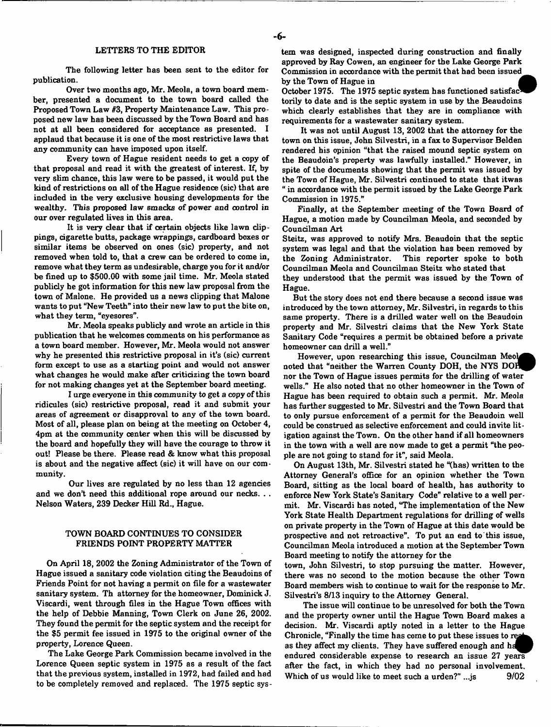## LETTERS TO THE EDITOR

The following letter has been sent to the editor for publication.

Over two months ago, Mr. Meola, a town board member, presented a document to the town board called the Proposed Town Law #3, Property Maintenance Law. This proposed new law has been discussed by the Town Board and has not at all been considered for acceptance as presented. I applaud that because it is one of the most restrictive laws that any community can have imposed upon itself.

Every town of Hague resident needs to get a copy of that proposal and read it with the greatest of interest. If, by very slim chance, this law were to be passed, it would put the kind of restrictions on all of the Hague residence (sic) that are included in the very exclusive housing developments for the wealthy. This proposed law smacks of power and control in our over regulated lives in this area.

It is very clear that if certain objects like lawn clippings, cigarette butts, package wrappings, cardboard boxes or similar items be observed on ones (sic) property, and not removed when told to, that a crew can be ordered to come in, remove what they term as undesirable, charge you for it and/or be fined up to $500.00 with some jail time. Mr. Meola stated publicly he got information for this new law proposal from the town of Malone. He provided us a news clipping that Malone wants to put "New Teeth" into their new law to put the bite on, what they term, "eyesores".

Mr. Meola speaks publicly and wrote an article in this publication that he welcomes comments on his performance as a town board member. However, Mr. Meola would not answer why he presented this restrictive proposal in it's (sic) current form except to use as a starting point and would not answer what changes he would make after criticizing the town board for not making changes yet at the September board meeting.

I urge everyone in this community to get a copy of this ridicules (sic) restrictive proposal, read it and submit your areas of agreement or disapproval to any of the town board. Most of all, please plan on being at the meeting on October 4, 4pm at the community center when this will be discussed by the board and hopefully they will have the courage to throw it out! Please be there. Please read & know what this proposal is about and the negative affect (sic) it will have on our community.

Our lives are regulated by no less than 12 agencies and we don't need this additional rope around our necks. . . Nelson Waters, 239 Decker Hill Rd., Hague.

## TOWN BOARD CONTINUES TO CONSIDER FRIENDS POINT PROPERTY MATTER

On April 18, 2002 the Zoning Administrator of the Town of Hague issued a sanitary code violation citing the Beaudoins of Friends Point for not having a permit on file for a wastewater sanitary system. Th attorney for the homeowner, Dominick J. Viscardi, went through files in the Hague Town offices with the help of Debbie Manning, Town Clerk on June 26, 2002. They found the permit for the septic system and the receipt for the $5 permit fee issued in 1975 to the original owner of the property, Lorence Queen.

The Lake George Park Commission became involved in the Lorence Queen septic system in 1975 as a result of the fact that the previous system, installed in 1972, had failed and had to be completely removed and replaced. The 1975 septic system was designed, inspected during construction and finally approved by Ray Cowen, an engineer for the Lake George Park Commission in accordance with the permit that had been issued by the Town of Hague in October 1975. The 1975 septic system has functioned satisfactorily to date and is the septic system in use by the Beaudoins which clearly establishes that they are in compliance with requirements for a wastewater sanitary system.

It was not until August 13, 2002 that the attorney for the town on this issue, John Silvestri, in a fax to Supervisor Belden rendered his opinion "that the raised mound septic system on the Beaudoin's property was lawfully installed." However, in spite of the documents showing that the permit was issued by the Town of Hague, Mr. Silvestri continued to state that itwas " in accordance with the permit issued by the Lake George Park Commission in 1975."

Finally, at the September meeting of the Town Board of Hague, a motion made by Councilman Meola, and seconded by Councilman Art Steitz, was approved to notify Mrs. Beaudoin that the septic system was legal and that the violation has been removed by the Zoning Administrator. This reporter spoke to both Councilman Meola and Councilman Steitz who stated that they understood that the permit was issued by the Town of Hague.

But the story does not end there because a second issue was introduced by the town attorney, Mr. Silvestri, in regards to this same property. There is a drilled water well on the Beaudoin property and Mr. Silvestri claims that the New York State Sanitary Code "requires a permit be obtained before a private homeowner can drill a well."

However, upon researching this issue, Councilman Meola noted that "neither the Warren County DOH, the NYS DOH nor the Town of Hague issues permits for the drilling of water wells." He also noted that no other homeowner in the Town of Hague has been required to obtain such a permit. Mr. Meola has further suggested to Mr. Silvestri and the Town Board that to only pursue enforcement of a permit for the Beaudoin well could be construed as selective enforcement and could invite litigation against the Town. On the other hand if all homeowners in the town with a well are now made to get a permit "the people are not going to stand for it", said Meola.

On August 13th, Mr. Silvestri stated he "(has) written to the Attorney General's office for an opinion whether the Town Board, sitting as the local board of health, has authority to enforce New York State's Sanitary Code" relative to a well permit. Mr. Viscardi has noted, "The implementation of the New York State Health Department regulations for drilling of wells on private property in the Town of Hague at this date would be prospective and not retroactive". To put an end to this issue, Councilman Meola introduced a motion at the September Town Board meeting to notify the attorney for the town, John Silvestri, to stop pursuing the matter. However, there was no second to the motion because the other Town Board members wish to continue to wait for the response to Mr. Silvestri's 8/13 inquiry to the Attorney General.

The issue will continue to be unresolved for both the Town and the property owner until the Hague Town Board makes a decision. Mr. Viscardi aptly noted in a letter to the Hague Chronicle, "Finally the time has come to put these issues to rest as they affect my clients. They have suffered enough and have endured considerable expense to research an issue 27 years after the fact, in which they had no personal involvement. Which of us would like to meet such a urden?" ...js 9/02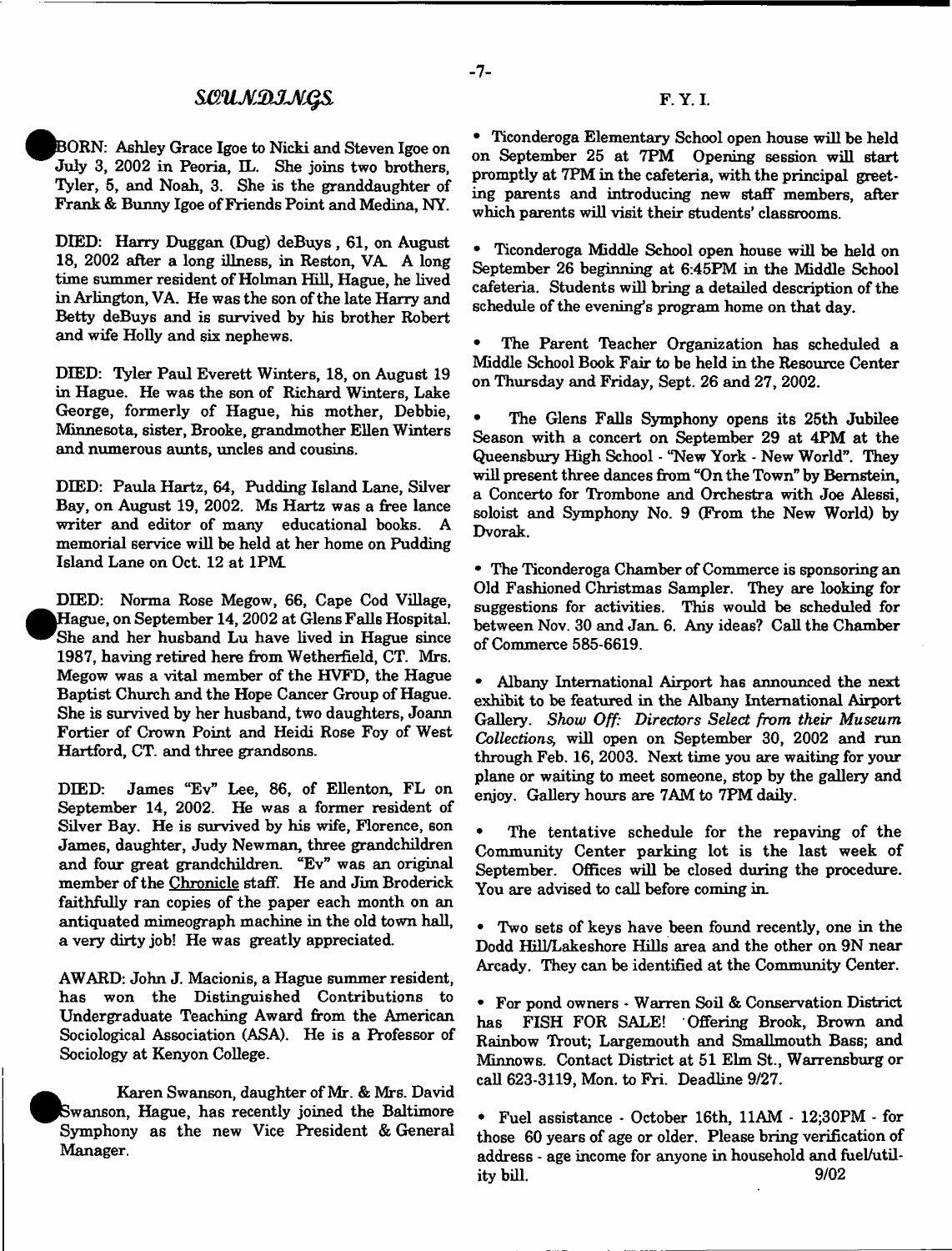## SOUNDINGS

BORN: Ashley Grace Igoe to Nicki and Steven Igoe on July 3, 2002 in Peoria, IL. She joins two brothers, Tyler, 5, and Noah, 3. She is the granddaughter of Frank & Bunny Igoe of Friends Point and Medina, NY.

DIED: Harry Duggan (Dug) deBuys, 61, on August 18, 2002 after a long illness, in Reston, VA. A long time summer resident of Holman Hill, Hague, he lived in Arlington, VA. He was the son of the late Harry and Betty deBuys and is survived by his brother Robert and wife Holly and six nephews.

DIED: Tyler Paul Everett Winters, 18, on August 19 in Hague. He was the son of Richard Winters, Lake George, formerly of Hague, his mother, Debbie, Minnesota, sister, Brooke, grandmother Ellen Winters and numerous aunts, uncles and cousins.

DIED: Paula Hartz, 64, Pudding Island Lane, Silver Bay, on August 19, 2002. Ms Hartz was a free lance writer and editor of many educational books. A memorial service will be held at her home on Pudding Island Lane on Oct. 12 at 1PM.

DIED: Norma Rose Megow, 66, Cape Cod Village, Hague, on September 14, 2002 at Glens Falls Hospital. She and her husband Lu have lived in Hague since 1987, having retired here from Wetherfield, CT. Mrs. Megow was a vital member of the HVFD, the Hague Baptist Church and the Hope Cancer Group of Hague. She is survived by her husband, two daughters, Joann Fortier of Crown Point and Heidi Rose Foy of West Hartford, CT. and three grandsons.

DIED: James "Ev" Lee, 86, of Ellenton, FL on September 14, 2002. He was a former resident of Silver Bay. He is survived by his wife, Florence, son James, daughter, Judy Newman, three grandchildren and four great grandchildren. "Ev" was an original member of the Chronicle staff. He and Jim Broderick faithfully ran copies of the paper each month on an antiquated mimeograph machine in the old town hall, a very dirty job! He was greatly appreciated.

AWARD: John J. Macionis, a Hague summer resident, has won the Distinguished Contributions to Undergraduate Teaching Award from the American Sociological Association (ASA). He is a Professor of Sociology at Kenyon College.

Karen Swanson, daughter of Mr. & Mrs. David Swanson, Hague, has recently joined the Baltimore Symphony as the new Vice President & General Manager.

## F. Y. I.

- Ticonderoga Elementary School open house will be held on September 25 at 7PM. Opening session will start promptly at 7PM in the cafeteria, with the principal greeting parents and introducing new staff members, after which parents will visit their students' classrooms.

- Ticonderoga Middle School open house will be held on September 26 beginning at 6:45PM in the Middle School cafeteria. Students will bring a detailed description of the schedule of the evening's program home on that day.

- The Parent Teacher Organization has scheduled a Middle School Book Fair to be held in the Resource Center on Thursday and Friday, Sept. 26 and 27, 2002.

- The Glens Falls Symphony opens its 25th Jubilee Season with a concert on September 29 at 4PM at the Queensbury High School - "New York - New World". They will present three dances from "On the Town" by Bernstein, a Concerto for Trombone and Orchestra with Joe Alessi, soloist and Symphony No. 9 (From the New World) by Dvorak.

- The Ticonderoga Chamber of Commerce is sponsoring an Old Fashioned Christmas Sampler. They are looking for suggestions for activities. This would be scheduled for between Nov. 30 and Jan. 6. Any ideas? Call the Chamber of Commerce 585-6619.

- Albany International Airport has announced the next exhibit to be featured in the Albany International Airport Gallery. *Show Off: Directors Select from their Museum Collections*, will open on September 30, 2002 and run through Feb. 16, 2003. Next time you are waiting for your plane or waiting to meet someone, stop by the gallery and enjoy. Gallery hours are 7AM to 7PM daily.

- The tentative schedule for the repaving of the Community Center parking lot is the last week of September. Offices will be closed during the procedure. You are advised to call before coming in.

- Two sets of keys have been found recently, one in the Dodd Hill/Lakeshore Hills area and the other on 9N near Arcady. They can be identified at the Community Center.

- For pond owners - Warren Soil & Conservation District has FISH FOR SALE! Offering Brook, Brown and Rainbow Trout; Largemouth and Smallmouth Bass; and Minnows. Contact District at 51 Elm St., Warrensburg or call 623-3119, Mon. to Fri. Deadline 9/27.

- Fuel assistance - October 16th, 11AM - 12;30PM - for those 60 years of age or older. Please bring verification of address - age income for anyone in household and fuel/utility bill. 9/02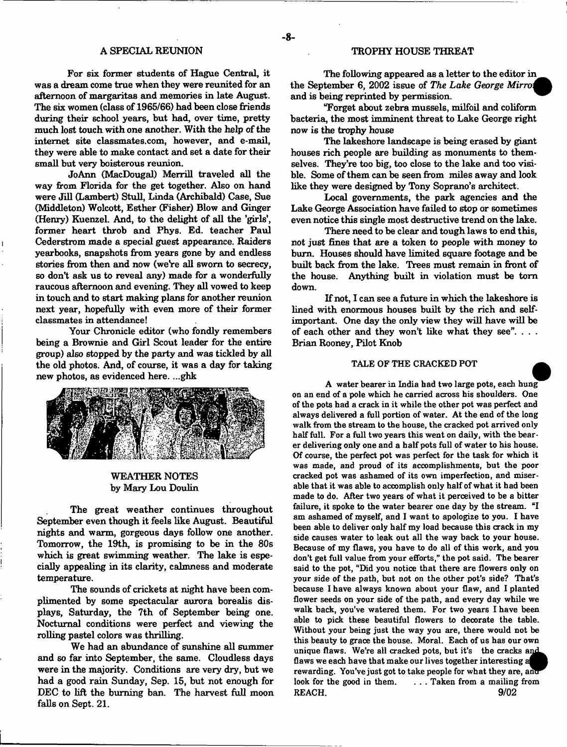## A SPECIAL REUNION

For six former students of Hague Central, it was a dream come true when they were reunited for an afternoon of margaritas and memories in late August. The six women (class of 1965/66) had been close friends during their school years, but had, over time, pretty much lost touch with one another. With the help of the internet site classmates.com, however, and e-mail, they were able to make contact and set a date for their small but very boisterous reunion.

JoAnn (MacDougal) Merrill traveled all the way from Florida for the get together. Also on hand were Jill (Lambert) Stull, Linda (Archibald) Case, Sue (Middleton) Wolcott, Esther (Fisher) Blow and Ginger (Henry) Kuenzel. And, to the delight of all the 'girls', former heart throb and Phys. Ed. teacher Paul Cederstrom made a special guest appearance. Raiders yearbooks, snapshots from years gone by and endless stories from then and now (we're all sworn to secrecy, so don't ask us to reveal any) made for a wonderfully raucous afternoon and evening. They all vowed to keep in touch and to start making plans for another reunion next year, hopefully with even more of their former classmates in attendance!

Your Chronicle editor (who fondly remembers being a Brownie and Girl Scout leader for the entire group) also stopped by the party and was tickled by all the old photos. And, of course, it was a day for taking new photos, as evidenced here. ...ghk

## WEATHER NOTES
by Mary Lou Doulin

The great weather continues throughout September even though it feels like August. Beautiful nights and warm, gorgeous days follow one another. Tomorrow, the 19th, is promising to be in the 80s which is great swimming weather. The lake is especially appealing in its clarity, calmness and moderate temperature.

The sounds of crickets at night have been complimented by some spectacular aurora borealis displays, Saturday, the 7th of September being one. Nocturnal conditions were perfect and viewing the rolling pastel colors was thrilling.

We had an abundance of sunshine all summer and so far into September, the same. Cloudless days were in the majority. Conditions are very dry, but we had a good rain Sunday, Sep. 15, but not enough for DEC to lift the burning ban. The harvest full moon falls on Sept. 21.

## TROPHY HOUSE THREAT

The following appeared as a letter to the editor in the September 6, 2002 issue of *The Lake George Mirror* and is being reprinted by permission.

"Forget about zebra mussels, milfoil and coliform bacteria, the most imminent threat to Lake George right now is the trophy house

The lakeshore landscape is being erased by giant houses rich people are building as monuments to themselves. They're too big, too close to the lake and too visible. Some of them can be seen from miles away and look like they were designed by Tony Soprano's architect.

Local governments, the park agencies and the Lake George Association have failed to stop or sometimes even notice this single most destructive trend on the lake.

There need to be clear and tough laws to end this, not just fines that are a token to people with money to burn. Houses should have limited square footage and be built back from the lake. Trees must remain in front of the house. Anything built in violation must be torn down.

If not, I can see a future in which the lakeshore is lined with enormous houses built by the rich and self-important. One day the only view they will have will be of each other and they won't like what they see". . . . Brian Rooney, Pilot Knob

## TALE OF THE CRACKED POT

A water bearer in India had two large pots, each hung on an end of a pole which he carried across his shoulders. One of the pots had a crack in it while the other pot was perfect and always delivered a full portion of water. At the end of the long walk from the stream to the house, the cracked pot arrived only half full. For a full two years this went on daily, with the bearer delivering only one and a half pots full of water to his house. Of course, the perfect pot was perfect for the task for which it was made, and proud of its accomplishments, but the poor cracked pot was ashamed of its own imperfection, and miserable that it was able to accomplish only half of what it had been made to do. After two years of what it perceived to be a bitter failure, it spoke to the water bearer one day by the stream. "I am ashamed of myself, and I want to apologize to you. I have been able to deliver only half my load because this crack in my side causes water to leak out all the way back to your house. Because of my flaws, you have to do all of this work, and you don't get full value from your efforts," the pot said. The bearer said to the pot, "Did you notice that there are flowers only on your side of the path, but not on the other pot's side? That's because I have always known about your flaw, and I planted flower seeds on your side of the path, and every day while we walk back, you've watered them. For two years I have been able to pick these beautiful flowers to decorate the table. Without your being just the way you are, there would not be this beauty to grace the house. Moral. Each of us has our own unique flaws. We're all cracked pots, but it's the cracks and flaws we each have that make our lives together interesting and rewarding. You've just got to take people for what they are, and look for the good in them. . . . Taken from a mailing from REACH. 9/02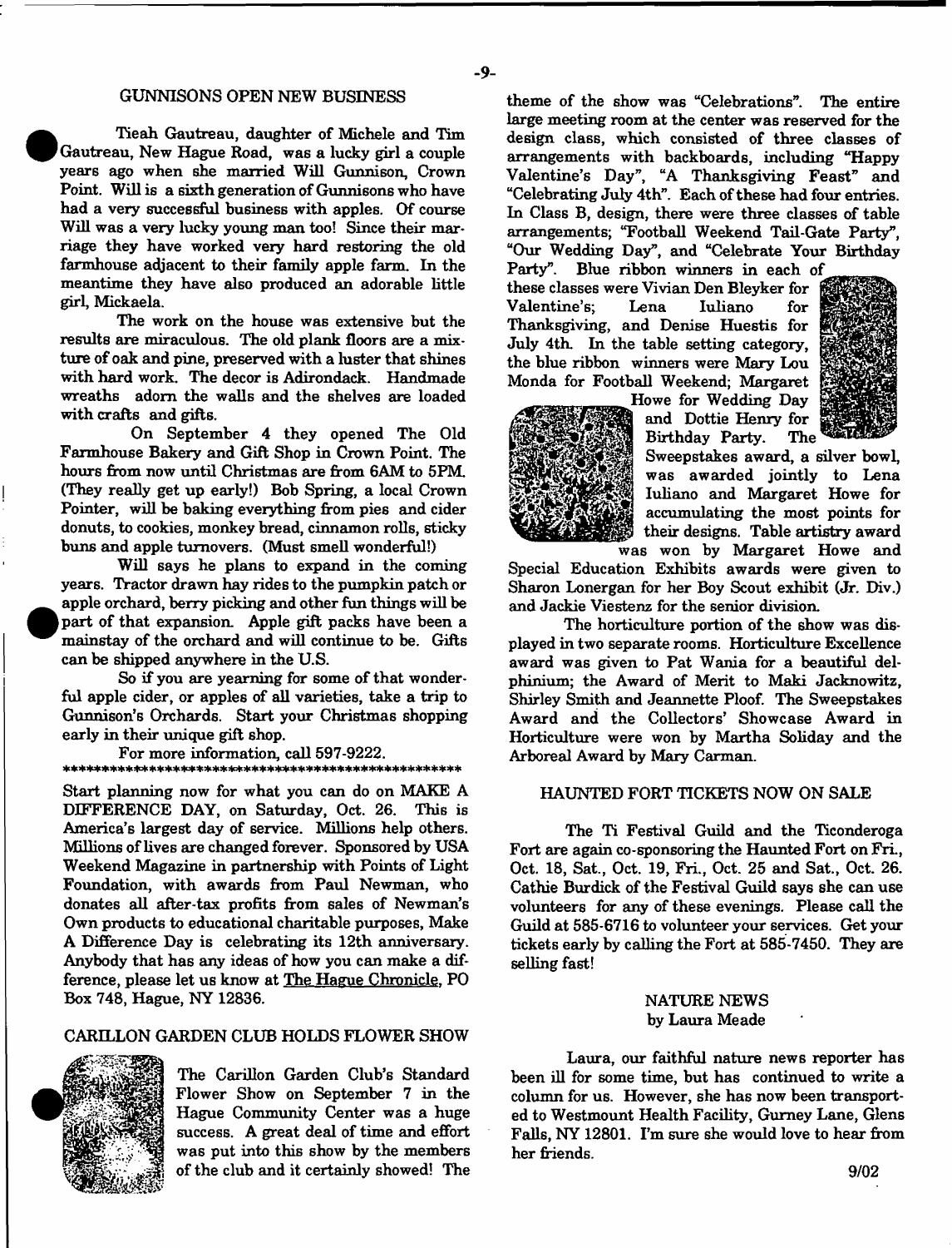## GUNNISONS OPEN NEW BUSINESS

Tieah Gautreau, daughter of Michele and Tim Gautreau, New Hague Road, was a lucky girl a couple years ago when she married Will Gunnison, Crown Point. Will is a sixth generation of Gunnisons who have had a very successful business with apples. Of course Will was a very lucky young man too! Since their marriage they have worked very hard restoring the old farmhouse adjacent to their family apple farm. In the meantime they have also produced an adorable little girl, Mickaela.

The work on the house was extensive but the results are miraculous. The old plank floors are a mixture of oak and pine, preserved with a luster that shines with hard work. The decor is Adirondack. Handmade wreaths adorn the walls and the shelves are loaded with crafts and gifts.

On September 4 they opened The Old Farmhouse Bakery and Gift Shop in Crown Point. The hours from now until Christmas are from 6AM to 5PM. (They really get up early!) Bob Spring, a local Crown Pointer, will be baking everything from pies and cider donuts, to cookies, monkey bread, cinnamon rolls, sticky buns and apple turnovers. (Must smell wonderful!)

Will says he plans to expand in the coming years. Tractor drawn hay rides to the pumpkin patch or apple orchard, berry picking and other fun things will be part of that expansion. Apple gift packs have been a mainstay of the orchard and will continue to be. Gifts can be shipped anywhere in the U.S.

So if you are yearning for some of that wonderful apple cider, or apples of all varieties, take a trip to Gunnison's Orchards. Start your Christmas shopping early in their unique gift shop.

For more information, call 597-9222.

*****************************************************

Start planning now for what you can do on MAKE A DIFFERENCE DAY, on Saturday, Oct. 26. This is America's largest day of service. Millions help others. Millions of lives are changed forever. Sponsored by USA Weekend Magazine in partnership with Points of Light Foundation, with awards from Paul Newman, who donates all after-tax profits from sales of Newman's Own products to educational charitable purposes, Make A Difference Day is celebrating its 12th anniversary. Anybody that has any ideas of how you can make a difference, please let us know at The Hague Chronicle, PO Box 748, Hague, NY 12836.

## CARILLON GARDEN CLUB HOLDS FLOWER SHOW

The Carillon Garden Club's Standard Flower Show on September 7 in the Hague Community Center was a huge success. A great deal of time and effort was put into this show by the members of the club and it certainly showed! The theme of the show was "Celebrations". The entire large meeting room at the center was reserved for the design class, which consisted of three classes of arrangements with backboards, including "Happy Valentine's Day", "A Thanksgiving Feast" and "Celebrating July 4th". Each of these had four entries. In Class B, design, there were three classes of table arrangements; "Football Weekend Tail-Gate Party", "Our Wedding Day", and "Celebrate Your Birthday Party". Blue ribbon winners in each of these classes were Vivian Den Bleyker for Valentine's; Lena Iuliano for Thanksgiving, and Denise Huestis for July 4th. In the table setting category, the blue ribbon winners were Mary Lou Monda for Football Weekend; Margaret Howe for Wedding Day and Dottie Henry for Birthday Party. The Sweepstakes award, a silver bowl, was awarded jointly to Lena Iuliano and Margaret Howe for accumulating the most points for their designs. Table artistry award was won by Margaret Howe and Special Education Exhibits awards were given to Sharon Lonergan for her Boy Scout exhibit (Jr. Div.) and Jackie Viestenz for the senior division.

The horticulture portion of the show was displayed in two separate rooms. Horticulture Excellence award was given to Pat Wania for a beautiful delphinium; the Award of Merit to Maki Jacknowitz, Shirley Smith and Jeannette Ploof. The Sweepstakes Award and the Collectors' Showcase Award in Horticulture were won by Martha Soliday and the Arboreal Award by Mary Carman.

## HAUNTED FORT TICKETS NOW ON SALE

The Ti Festival Guild and the Ticonderoga Fort are again co-sponsoring the Haunted Fort on Fri., Oct. 18, Sat., Oct. 19, Fri., Oct. 25 and Sat., Oct. 26. Cathie Burdick of the Festival Guild says she can use volunteers for any of these evenings. Please call the Guild at 585-6716 to volunteer your services. Get your tickets early by calling the Fort at 585-7450. They are selling fast!

## NATURE NEWS
### by Laura Meade

Laura, our faithful nature news reporter has been ill for some time, but has continued to write a column for us. However, she has now been transported to Westmount Health Facility, Gurney Lane, Glens Falls, NY 12801. I'm sure she would love to hear from her friends.

9/02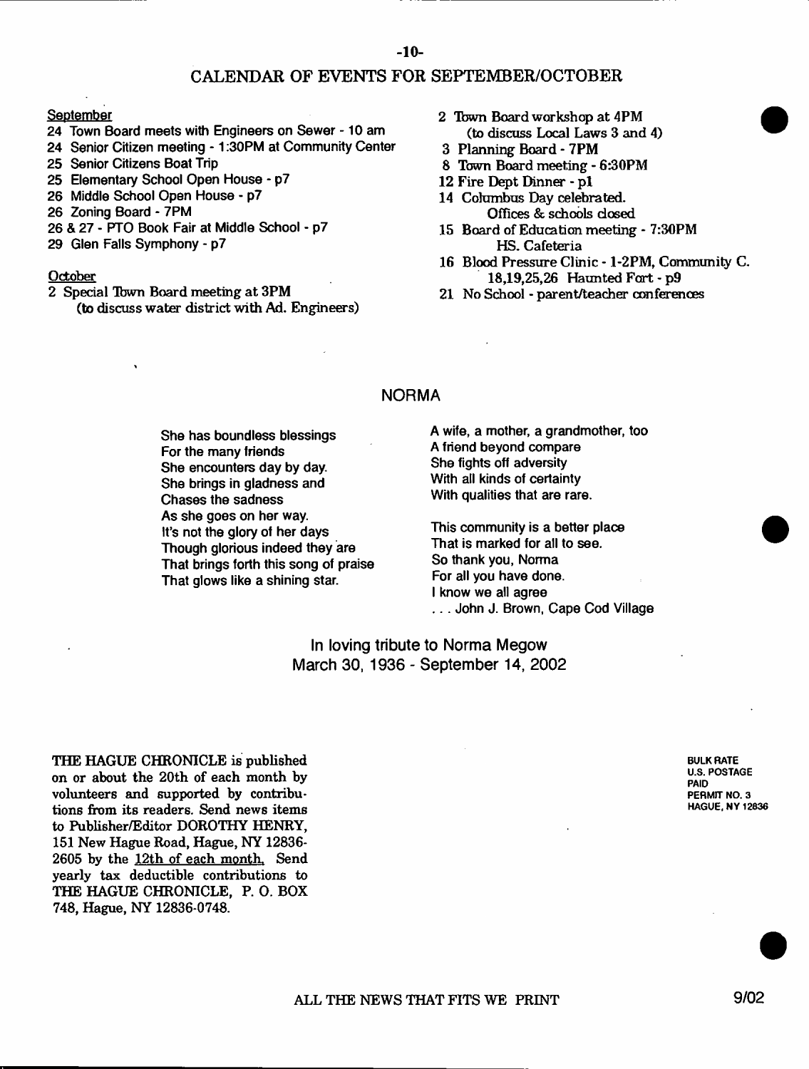## CALENDAR OF EVENTS FOR SEPTEMBER/OCTOBER

**September**

- 24 Town Board meets with Engineers on Sewer - 10 am
- 24 Senior Citizen meeting - 1:30PM at Community Center
- 25 Senior Citizens Boat Trip
- 25 Elementary School Open House - p7
- 26 Middle School Open House - p7
- 26 Zoning Board - 7PM
- 26 & 27 - PTO Book Fair at Middle School - p7
- 29 Glen Falls Symphony - p7

**October**

- 2 Special Town Board meeting at 3PM (to discuss water district with Ad. Engineers)
- 2 Town Board workshop at 4PM (to discuss Local Laws 3 and 4)
- 3 Planning Board - 7PM
- 8 Town Board meeting - 6:30PM
- 12 Fire Dept Dinner - p1
- 14 Columbus Day celebrated. Offices & schools closed
- 15 Board of Education meeting - 7:30PM HS. Cafeteria
- 16 Blood Pressure Clinic - 1-2PM, Community C.
- 18,19,25,26 Haunted Fort - p9
- 21 No School - parent/teacher conferences

## NORMA

She has boundless blessings
For the many friends
She encounters day by day.
She brings in gladness and
Chases the sadness
As she goes on her way.
It's not the glory of her days
Though glorious indeed they are
That brings forth this song of praise
That glows like a shining star.

A wife, a mother, a grandmother, too
A friend beyond compare
She fights off adversity
With all kinds of certainty
With qualities that are rare.

This community is a better place
That is marked for all to see.
So thank you, Norma
For all you have done.
I know we all agree
. . . John J. Brown, Cape Cod Village

In loving tribute to Norma Megow
March 30, 1936 - September 14, 2002

THE HAGUE CHRONICLE is published on or about the 20th of each month by volunteers and supported by contributions from its readers. Send news items to Publisher/Editor DOROTHY HENRY, 151 New Hague Road, Hague, NY 12836-2605 by the 12th of each month. Send yearly tax deductible contributions to THE HAGUE CHRONICLE, P. O. BOX 748, Hague, NY 12836-0748.

BULK RATE
U.S. POSTAGE
PAID
PERMIT NO. 3
HAGUE, NY 12836

ALL THE NEWS THAT FITS WE PRINT

9/02